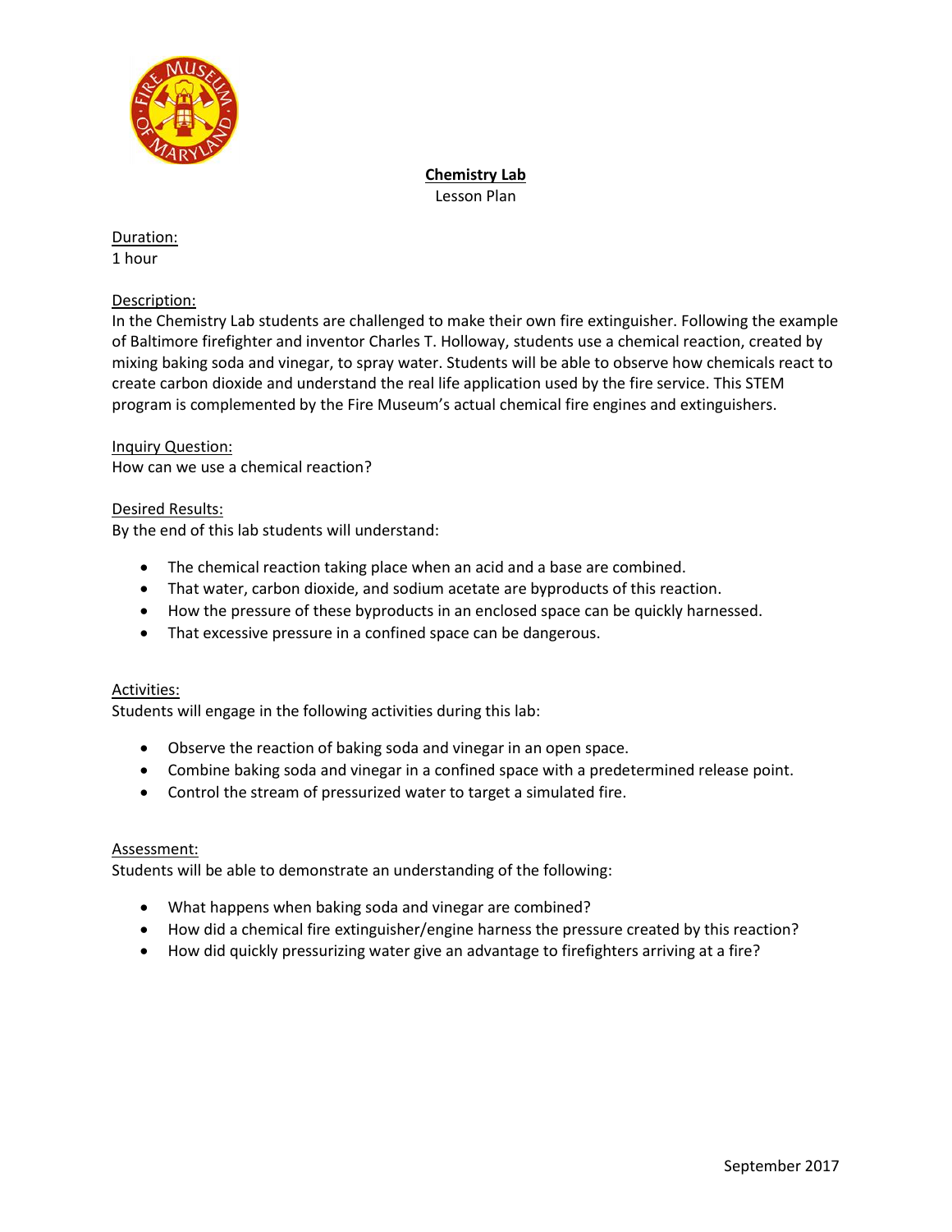# Chemistry Lab

Lesson Plan

## Duration:

1 hour

## Description:

In the Chemistry Lab students are challenged to make their own fire extinguisher. Following the example of Baltimore firefighter and inventor Charles T. Holloway, students use a chemical reaction, created by mixing baking soda and vinegar, to spray water. Students will be able to observe how chemicals react to create carbon dioxide and understand the real life application used by the fire service. This STEM program is complemented by the Fire Museum's actual chemical fire engines and extinguishers.

## Inquiry Question:

How can we use a chemical reaction?

## Desired Results:

By the end of this lab students will understand:

- The chemical reaction taking place when an acid and a base are combined.
- That water, carbon dioxide, and sodium acetate are byproducts of this reaction.
- How the pressure of these byproducts in an enclosed space can be quickly harnessed.
- That excessive pressure in a confined space can be dangerous.

## Activities:

Students will engage in the following activities during this lab:

- Observe the reaction of baking soda and vinegar in an open space.
- Combine baking soda and vinegar in a confined space with a predetermined release point.
- Control the stream of pressurized water to target a simulated fire.

## Assessment:

Students will be able to demonstrate an understanding of the following:

- What happens when baking soda and vinegar are combined?
- How did a chemical fire extinguisher/engine harness the pressure created by this reaction?
- How did quickly pressurizing water give an advantage to firefighters arriving at a fire?

September 2017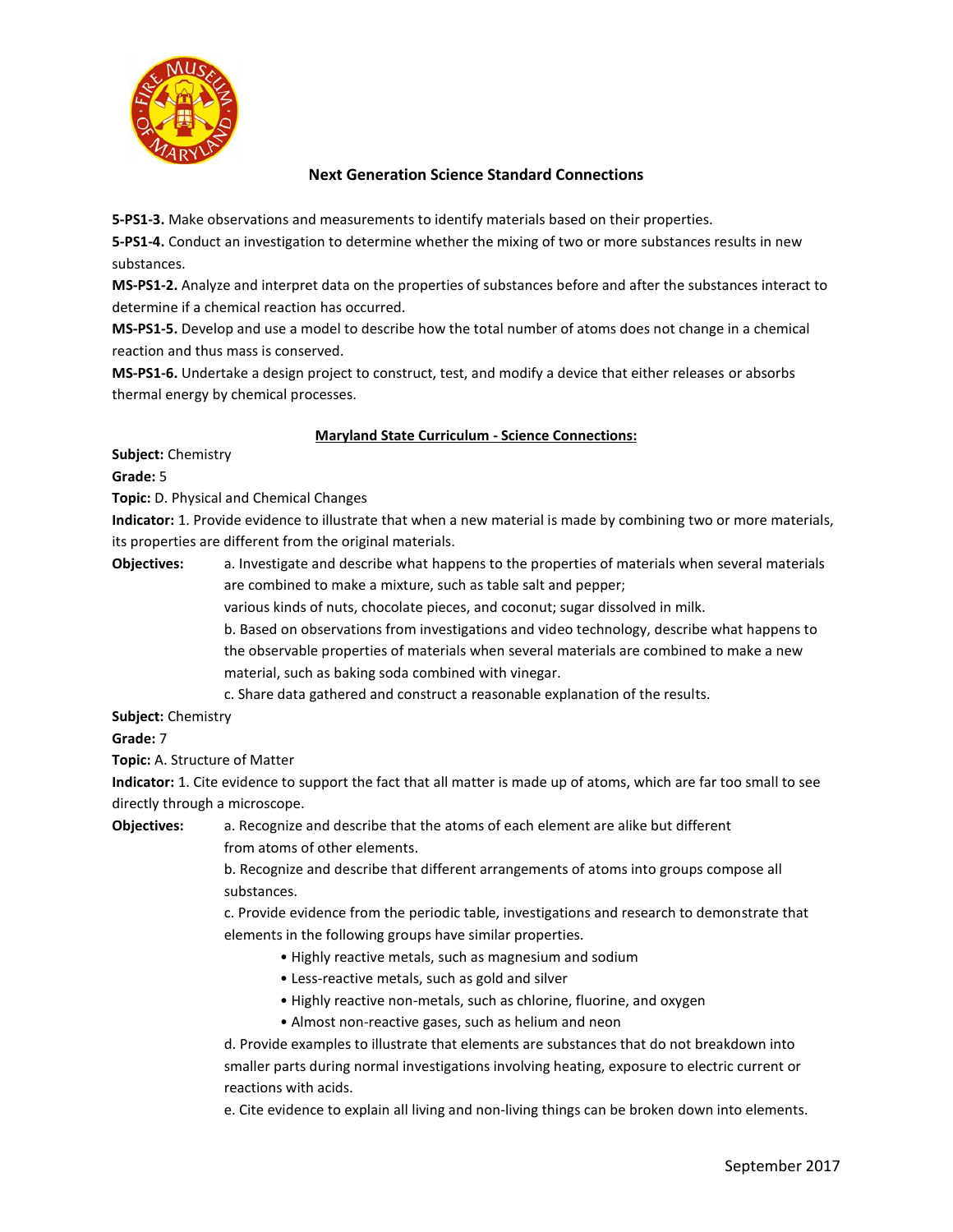## Next Generation Science Standard Connections

**5-PS1-3.** Make observations and measurements to identify materials based on their properties.
**5-PS1-4.** Conduct an investigation to determine whether the mixing of two or more substances results in new substances.
**MS-PS1-2.** Analyze and interpret data on the properties of substances before and after the substances interact to determine if a chemical reaction has occurred.
**MS-PS1-5.** Develop and use a model to describe how the total number of atoms does not change in a chemical reaction and thus mass is conserved.
**MS-PS1-6.** Undertake a design project to construct, test, and modify a device that either releases or absorbs thermal energy by chemical processes.

### Maryland State Curriculum - Science Connections:

**Subject:** Chemistry
**Grade:** 5
**Topic:** D. Physical and Chemical Changes
**Indicator:** 1. Provide evidence to illustrate that when a new material is made by combining two or more materials, its properties are different from the original materials.
**Objectives:**

a. Investigate and describe what happens to the properties of materials when several materials are combined to make a mixture, such as table salt and pepper; various kinds of nuts, chocolate pieces, and coconut; sugar dissolved in milk.

b. Based on observations from investigations and video technology, describe what happens to the observable properties of materials when several materials are combined to make a new material, such as baking soda combined with vinegar.

c. Share data gathered and construct a reasonable explanation of the results.

**Subject:** Chemistry
**Grade:** 7
**Topic:** A. Structure of Matter
**Indicator:** 1. Cite evidence to support the fact that all matter is made up of atoms, which are far too small to see directly through a microscope.
**Objectives:**

a. Recognize and describe that the atoms of each element are alike but different from atoms of other elements.

b. Recognize and describe that different arrangements of atoms into groups compose all substances.

c. Provide evidence from the periodic table, investigations and research to demonstrate that elements in the following groups have similar properties.

- Highly reactive metals, such as magnesium and sodium
- Less-reactive metals, such as gold and silver
- Highly reactive non-metals, such as chlorine, fluorine, and oxygen
- Almost non-reactive gases, such as helium and neon

d. Provide examples to illustrate that elements are substances that do not breakdown into smaller parts during normal investigations involving heating, exposure to electric current or reactions with acids.

e. Cite evidence to explain all living and non-living things can be broken down into elements.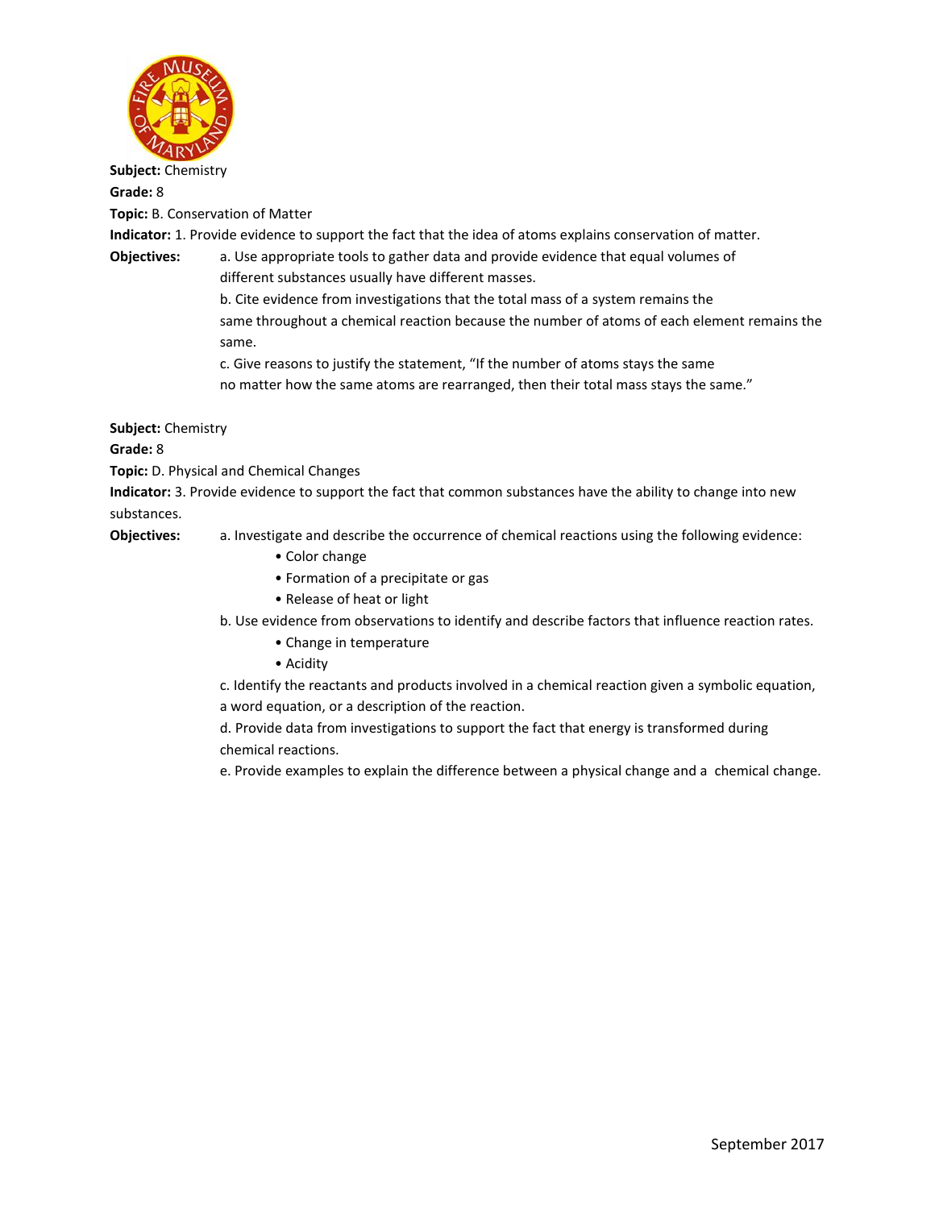**Subject:** Chemistry

**Grade:** 8

**Topic:** B. Conservation of Matter

**Indicator:** 1. Provide evidence to support the fact that the idea of atoms explains conservation of matter.

**Objectives:**

a. Use appropriate tools to gather data and provide evidence that equal volumes of different substances usually have different masses.

b. Cite evidence from investigations that the total mass of a system remains the same throughout a chemical reaction because the number of atoms of each element remains the same.

c. Give reasons to justify the statement, "If the number of atoms stays the same no matter how the same atoms are rearranged, then their total mass stays the same."

**Subject:** Chemistry

**Grade:** 8

**Topic:** D. Physical and Chemical Changes

**Indicator:** 3. Provide evidence to support the fact that common substances have the ability to change into new substances.

**Objectives:**

a. Investigate and describe the occurrence of chemical reactions using the following evidence:

- Color change
- Formation of a precipitate or gas
- Release of heat or light

b. Use evidence from observations to identify and describe factors that influence reaction rates.

- Change in temperature
- Acidity

c. Identify the reactants and products involved in a chemical reaction given a symbolic equation, a word equation, or a description of the reaction.

d. Provide data from investigations to support the fact that energy is transformed during chemical reactions.

e. Provide examples to explain the difference between a physical change and a chemical change.

September 2017